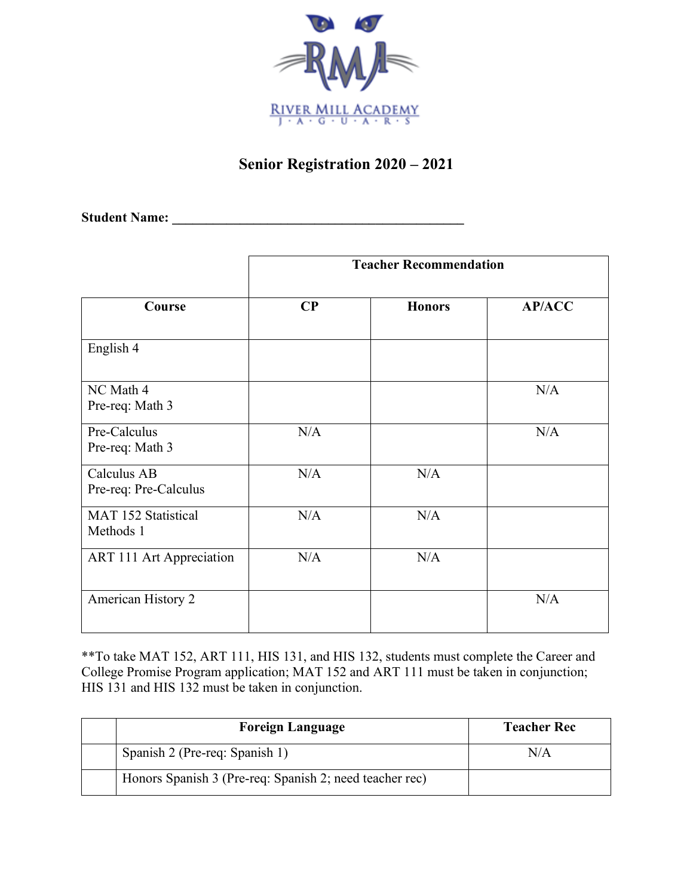RIVER MILL ACADEMY
J · A · G · U · A · R · S

# Senior Registration 2020 – 2021

**Student Name: ___________________________________________**

| | Teacher Recommendation | | |
|---|---|---|---|
| **Course** | **CP** | **Honors** | **AP/ACC** |
| English 4 | | | |
| NC Math 4<br>Pre-req: Math 3 | | | N/A |
| Pre-Calculus<br>Pre-req: Math 3 | N/A | | N/A |
| Calculus AB<br>Pre-req: Pre-Calculus | N/A | N/A | |
| MAT 152 Statistical Methods 1 | N/A | N/A | |
| ART 111 Art Appreciation | N/A | N/A | |
| American History 2 | | | N/A |

**To take MAT 152, ART 111, HIS 131, and HIS 132, students must complete the Career and College Promise Program application; MAT 152 and ART 111 must be taken in conjunction; HIS 131 and HIS 132 must be taken in conjunction.

| | Foreign Language | Teacher Rec |
|---|---|---|
| | Spanish 2 (Pre-req: Spanish 1) | N/A |
| | Honors Spanish 3 (Pre-req: Spanish 2; need teacher rec) | |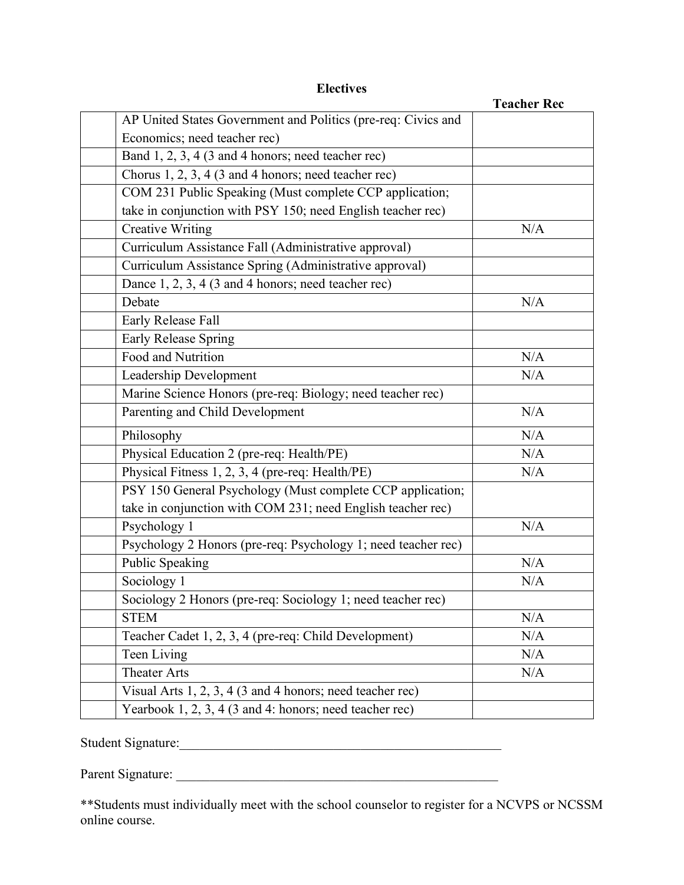**Electives**

| | | Teacher Rec |
|---|---|---|
| | AP United States Government and Politics (pre-req: Civics and Economics; need teacher rec) | |
| | Band 1, 2, 3, 4 (3 and 4 honors; need teacher rec) | |
| | Chorus 1, 2, 3, 4 (3 and 4 honors; need teacher rec) | |
| | COM 231 Public Speaking (Must complete CCP application; take in conjunction with PSY 150; need English teacher rec) | |
| | Creative Writing | N/A |
| | Curriculum Assistance Fall (Administrative approval) | |
| | Curriculum Assistance Spring (Administrative approval) | |
| | Dance 1, 2, 3, 4 (3 and 4 honors; need teacher rec) | |
| | Debate | N/A |
| | Early Release Fall | |
| | Early Release Spring | |
| | Food and Nutrition | N/A |
| | Leadership Development | N/A |
| | Marine Science Honors (pre-req: Biology; need teacher rec) | |
| | Parenting and Child Development | N/A |
| | Philosophy | N/A |
| | Physical Education 2 (pre-req: Health/PE) | N/A |
| | Physical Fitness 1, 2, 3, 4 (pre-req: Health/PE) | N/A |
| | PSY 150 General Psychology (Must complete CCP application; take in conjunction with COM 231; need English teacher rec) | |
| | Psychology 1 | N/A |
| | Psychology 2 Honors (pre-req: Psychology 1; need teacher rec) | |
| | Public Speaking | N/A |
| | Sociology 1 | N/A |
| | Sociology 2 Honors (pre-req: Sociology 1; need teacher rec) | |
| | STEM | N/A |
| | Teacher Cadet 1, 2, 3, 4 (pre-req: Child Development) | N/A |
| | Teen Living | N/A |
| | Theater Arts | N/A |
| | Visual Arts 1, 2, 3, 4 (3 and 4 honors; need teacher rec) | |
| | Yearbook 1, 2, 3, 4 (3 and 4: honors; need teacher rec) | |

Student Signature:___________________________________________________

Parent Signature: ___________________________________________________

**Students must individually meet with the school counselor to register for a NCVPS or NCSSM online course.